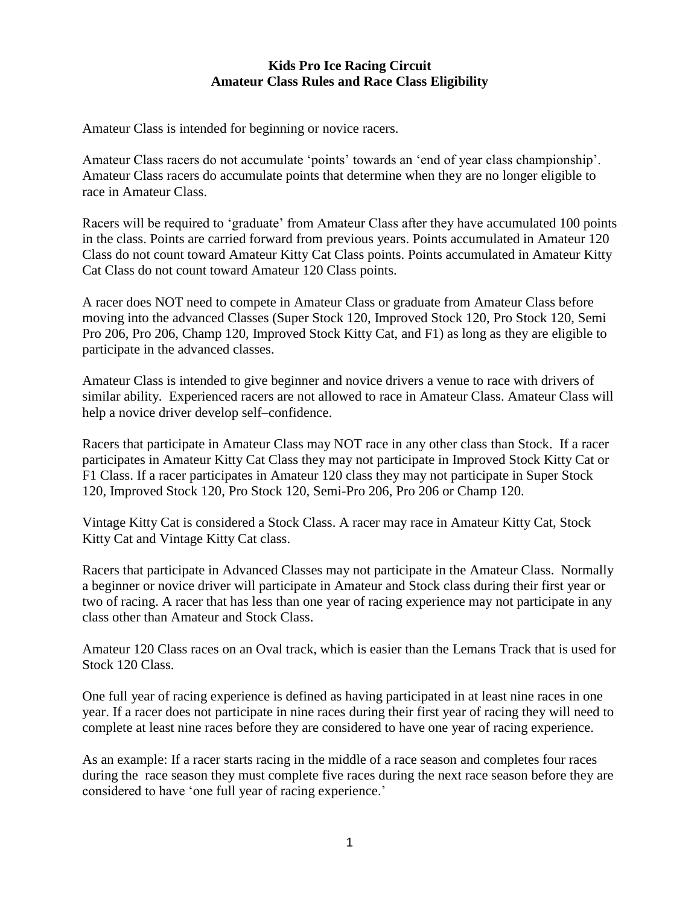# Kids Pro Ice Racing Circuit
## Amateur Class Rules and Race Class Eligibility

Amateur Class is intended for beginning or novice racers.

Amateur Class racers do not accumulate 'points' towards an 'end of year class championship'. Amateur Class racers do accumulate points that determine when they are no longer eligible to race in Amateur Class.

Racers will be required to 'graduate' from Amateur Class after they have accumulated 100 points in the class. Points are carried forward from previous years. Points accumulated in Amateur 120 Class do not count toward Amateur Kitty Cat Class points. Points accumulated in Amateur Kitty Cat Class do not count toward Amateur 120 Class points.

A racer does NOT need to compete in Amateur Class or graduate from Amateur Class before moving into the advanced Classes (Super Stock 120, Improved Stock 120, Pro Stock 120, Semi Pro 206, Pro 206, Champ 120, Improved Stock Kitty Cat, and F1) as long as they are eligible to participate in the advanced classes.

Amateur Class is intended to give beginner and novice drivers a venue to race with drivers of similar ability. Experienced racers are not allowed to race in Amateur Class. Amateur Class will help a novice driver develop self–confidence.

Racers that participate in Amateur Class may NOT race in any other class than Stock. If a racer participates in Amateur Kitty Cat Class they may not participate in Improved Stock Kitty Cat or F1 Class. If a racer participates in Amateur 120 class they may not participate in Super Stock 120, Improved Stock 120, Pro Stock 120, Semi-Pro 206, Pro 206 or Champ 120.

Vintage Kitty Cat is considered a Stock Class. A racer may race in Amateur Kitty Cat, Stock Kitty Cat and Vintage Kitty Cat class.

Racers that participate in Advanced Classes may not participate in the Amateur Class. Normally a beginner or novice driver will participate in Amateur and Stock class during their first year or two of racing. A racer that has less than one year of racing experience may not participate in any class other than Amateur and Stock Class.

Amateur 120 Class races on an Oval track, which is easier than the Lemans Track that is used for Stock 120 Class.

One full year of racing experience is defined as having participated in at least nine races in one year. If a racer does not participate in nine races during their first year of racing they will need to complete at least nine races before they are considered to have one year of racing experience.

As an example: If a racer starts racing in the middle of a race season and completes four races during the race season they must complete five races during the next race season before they are considered to have 'one full year of racing experience.'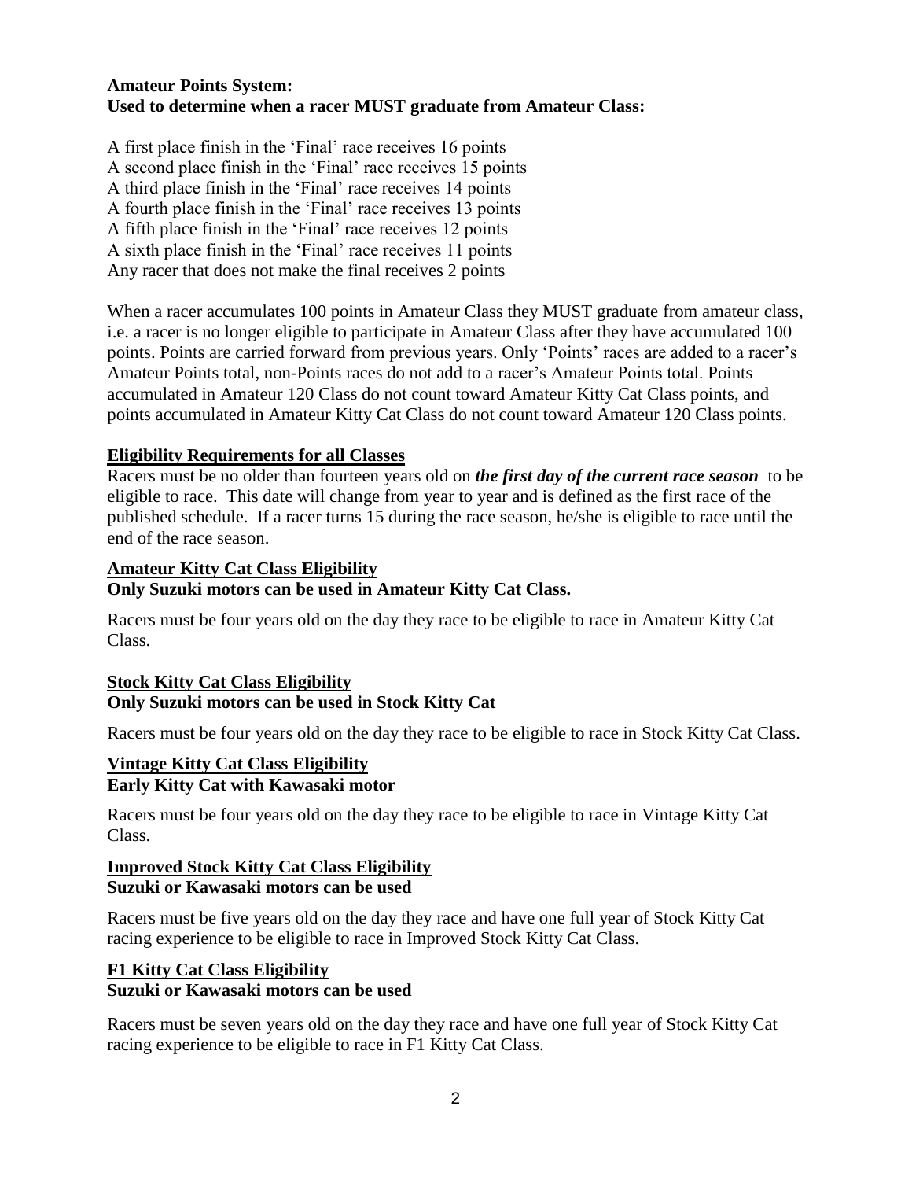**Amateur Points System:**
**Used to determine when a racer MUST graduate from Amateur Class:**

A first place finish in the 'Final' race receives 16 points
A second place finish in the 'Final' race receives 15 points
A third place finish in the 'Final' race receives 14 points
A fourth place finish in the 'Final' race receives 13 points
A fifth place finish in the 'Final' race receives 12 points
A sixth place finish in the 'Final' race receives 11 points
Any racer that does not make the final receives 2 points

When a racer accumulates 100 points in Amateur Class they MUST graduate from amateur class, i.e. a racer is no longer eligible to participate in Amateur Class after they have accumulated 100 points. Points are carried forward from previous years. Only 'Points' races are added to a racer's Amateur Points total, non-Points races do not add to a racer's Amateur Points total. Points accumulated in Amateur 120 Class do not count toward Amateur Kitty Cat Class points, and points accumulated in Amateur Kitty Cat Class do not count toward Amateur 120 Class points.

**Eligibility Requirements for all Classes**

Racers must be no older than fourteen years old on ***the first day of the current race season*** to be eligible to race. This date will change from year to year and is defined as the first race of the published schedule. If a racer turns 15 during the race season, he/she is eligible to race until the end of the race season.

**Amateur Kitty Cat Class Eligibility**
**Only Suzuki motors can be used in Amateur Kitty Cat Class.**

Racers must be four years old on the day they race to be eligible to race in Amateur Kitty Cat Class.

**Stock Kitty Cat Class Eligibility**
**Only Suzuki motors can be used in Stock Kitty Cat**

Racers must be four years old on the day they race to be eligible to race in Stock Kitty Cat Class.

**Vintage Kitty Cat Class Eligibility**
**Early Kitty Cat with Kawasaki motor**

Racers must be four years old on the day they race to be eligible to race in Vintage Kitty Cat Class.

**Improved Stock Kitty Cat Class Eligibility**
**Suzuki or Kawasaki motors can be used**

Racers must be five years old on the day they race and have one full year of Stock Kitty Cat racing experience to be eligible to race in Improved Stock Kitty Cat Class.

**F1 Kitty Cat Class Eligibility**
**Suzuki or Kawasaki motors can be used**

Racers must be seven years old on the day they race and have one full year of Stock Kitty Cat racing experience to be eligible to race in F1 Kitty Cat Class.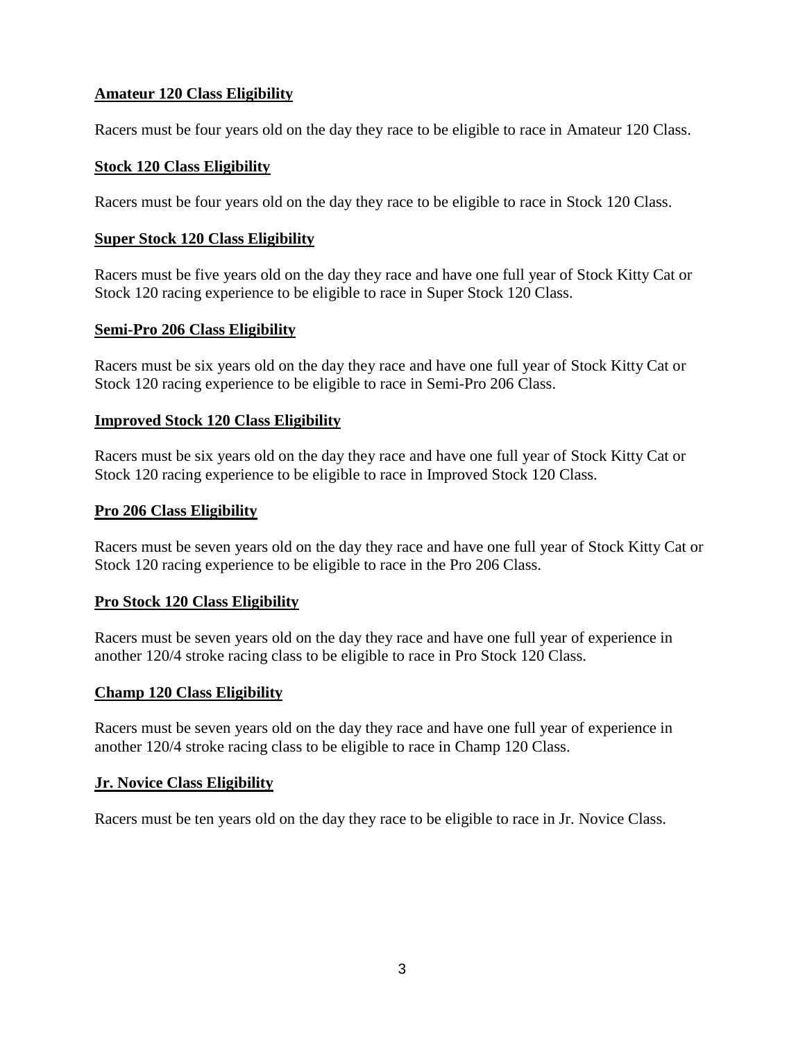**Amateur 120 Class Eligibility**

Racers must be four years old on the day they race to be eligible to race in Amateur 120 Class.

**Stock 120 Class Eligibility**

Racers must be four years old on the day they race to be eligible to race in Stock 120 Class.

**Super Stock 120 Class Eligibility**

Racers must be five years old on the day they race and have one full year of Stock Kitty Cat or Stock 120 racing experience to be eligible to race in Super Stock 120 Class.

**Semi-Pro 206 Class Eligibility**

Racers must be six years old on the day they race and have one full year of Stock Kitty Cat or Stock 120 racing experience to be eligible to race in Semi-Pro 206 Class.

**Improved Stock 120 Class Eligibility**

Racers must be six years old on the day they race and have one full year of Stock Kitty Cat or Stock 120 racing experience to be eligible to race in Improved Stock 120 Class.

**Pro 206 Class Eligibility**

Racers must be seven years old on the day they race and have one full year of Stock Kitty Cat or Stock 120 racing experience to be eligible to race in the Pro 206 Class.

**Pro Stock 120 Class Eligibility**

Racers must be seven years old on the day they race and have one full year of experience in another 120/4 stroke racing class to be eligible to race in Pro Stock 120 Class.

**Champ 120 Class Eligibility**

Racers must be seven years old on the day they race and have one full year of experience in another 120/4 stroke racing class to be eligible to race in Champ 120 Class.

**Jr. Novice Class Eligibility**

Racers must be ten years old on the day they race to be eligible to race in Jr. Novice Class.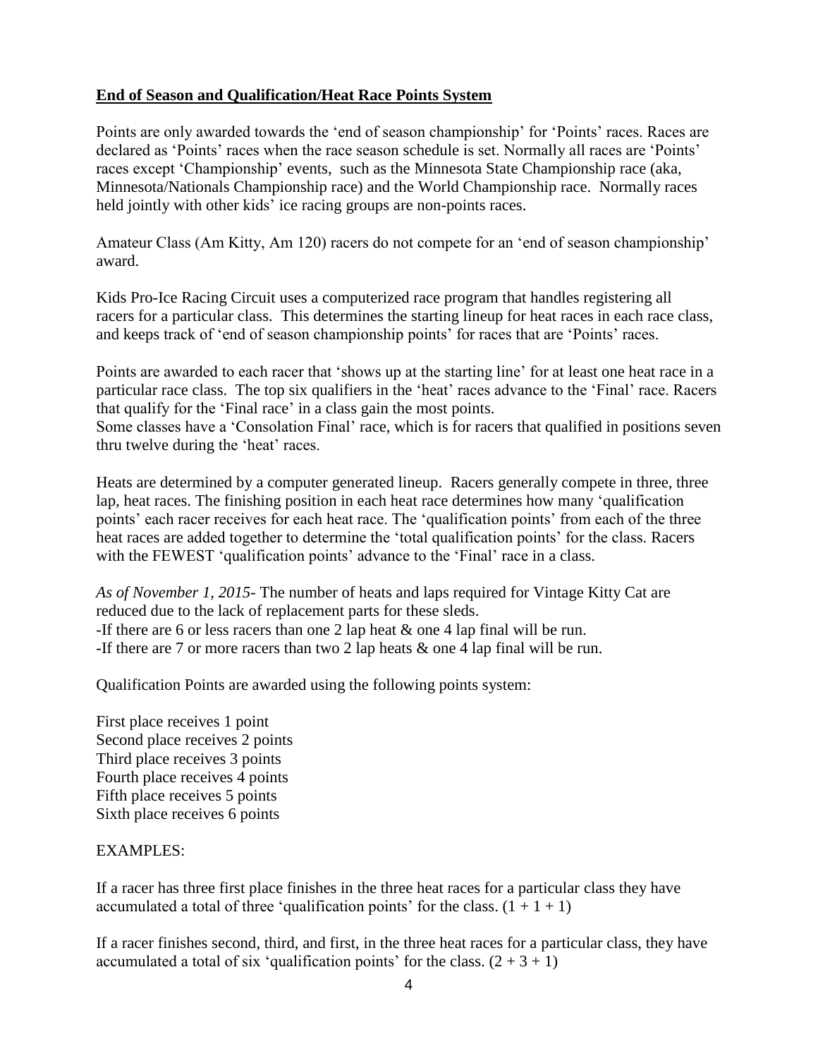**End of Season and Qualification/Heat Race Points System**

Points are only awarded towards the 'end of season championship' for 'Points' races. Races are declared as 'Points' races when the race season schedule is set. Normally all races are 'Points' races except 'Championship' events, such as the Minnesota State Championship race (aka, Minnesota/Nationals Championship race) and the World Championship race. Normally races held jointly with other kids' ice racing groups are non-points races.

Amateur Class (Am Kitty, Am 120) racers do not compete for an 'end of season championship' award.

Kids Pro-Ice Racing Circuit uses a computerized race program that handles registering all racers for a particular class. This determines the starting lineup for heat races in each race class, and keeps track of 'end of season championship points' for races that are 'Points' races.

Points are awarded to each racer that 'shows up at the starting line' for at least one heat race in a particular race class. The top six qualifiers in the 'heat' races advance to the 'Final' race. Racers that qualify for the 'Final race' in a class gain the most points.
Some classes have a 'Consolation Final' race, which is for racers that qualified in positions seven thru twelve during the 'heat' races.

Heats are determined by a computer generated lineup. Racers generally compete in three, three lap, heat races. The finishing position in each heat race determines how many 'qualification points' each racer receives for each heat race. The 'qualification points' from each of the three heat races are added together to determine the 'total qualification points' for the class. Racers with the FEWEST 'qualification points' advance to the 'Final' race in a class.

*As of November 1, 2015*- The number of heats and laps required for Vintage Kitty Cat are reduced due to the lack of replacement parts for these sleds.
-If there are 6 or less racers than one 2 lap heat & one 4 lap final will be run.
-If there are 7 or more racers than two 2 lap heats & one 4 lap final will be run.

Qualification Points are awarded using the following points system:

First place receives 1 point
Second place receives 2 points
Third place receives 3 points
Fourth place receives 4 points
Fifth place receives 5 points
Sixth place receives 6 points

EXAMPLES:

If a racer has three first place finishes in the three heat races for a particular class they have accumulated a total of three 'qualification points' for the class. (1 + 1 + 1)

If a racer finishes second, third, and first, in the three heat races for a particular class, they have accumulated a total of six 'qualification points' for the class. (2 + 3 + 1)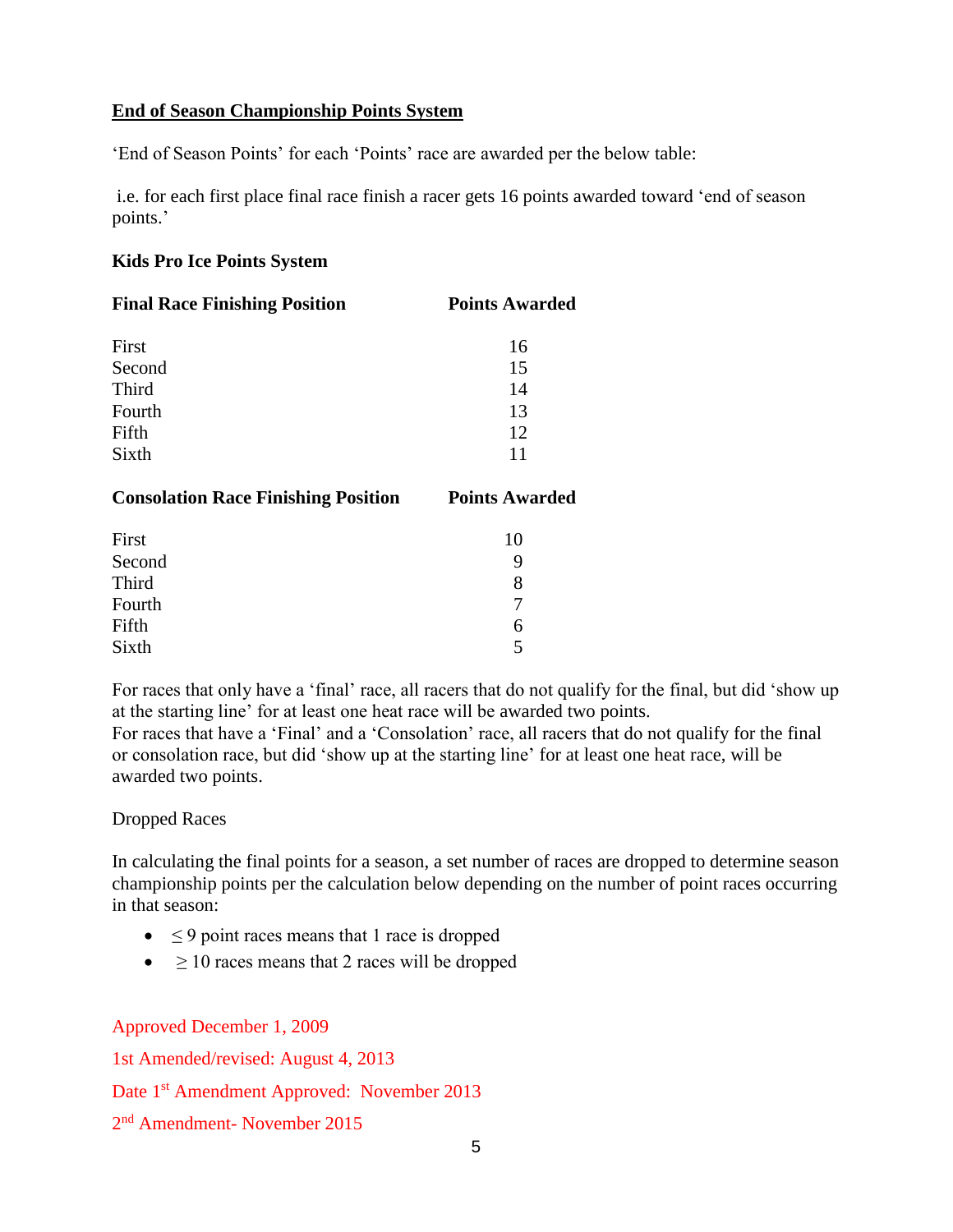**End of Season Championship Points System**

'End of Season Points' for each 'Points' race are awarded per the below table:

i.e. for each first place final race finish a racer gets 16 points awarded toward 'end of season points.'

**Kids Pro Ice Points System**

| **Final Race Finishing Position** | **Points Awarded** |
|---|---|
| First | 16 |
| Second | 15 |
| Third | 14 |
| Fourth | 13 |
| Fifth | 12 |
| Sixth | 11 |

| **Consolation Race Finishing Position** | **Points Awarded** |
|---|---|
| First | 10 |
| Second | 9 |
| Third | 8 |
| Fourth | 7 |
| Fifth | 6 |
| Sixth | 5 |

For races that only have a 'final' race, all racers that do not qualify for the final, but did 'show up at the starting line' for at least one heat race will be awarded two points.
For races that have a 'Final' and a 'Consolation' race, all racers that do not qualify for the final or consolation race, but did 'show up at the starting line' for at least one heat race, will be awarded two points.

Dropped Races

In calculating the final points for a season, a set number of races are dropped to determine season championship points per the calculation below depending on the number of point races occurring in that season:

- $\leq 9$ point races means that 1 race is dropped
- $\geq 10$ races means that 2 races will be dropped

Approved December 1, 2009

1st Amended/revised: August 4, 2013

Date 1st Amendment Approved: November 2013

2nd Amendment- November 2015